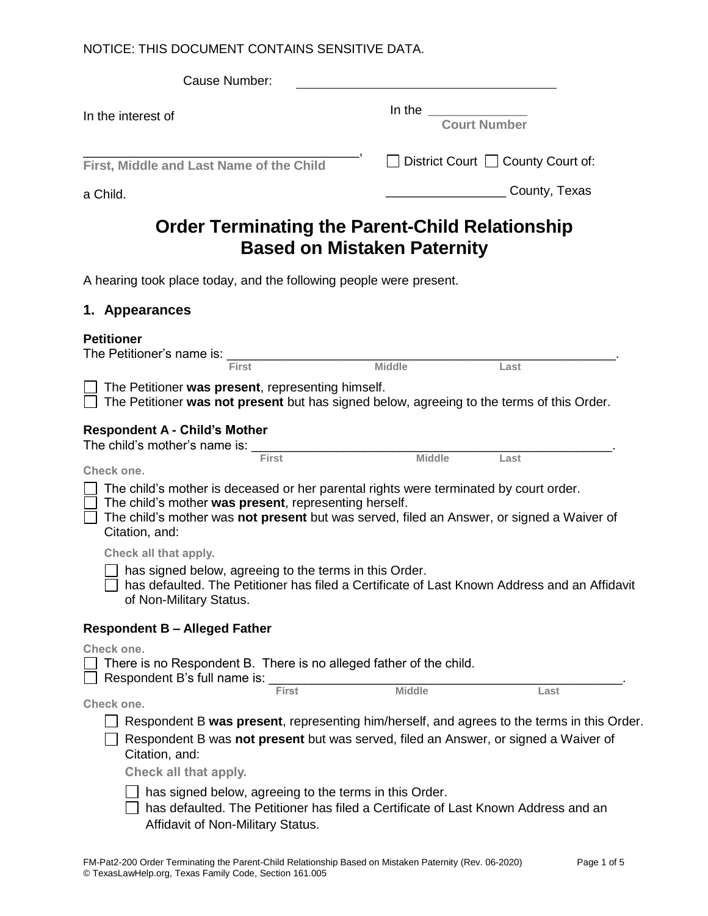NOTICE: THIS DOCUMENT CONTAINS SENSITIVE DATA.

Cause Number: ______________________________________

In the interest of

______________________________________,
**First, Middle and Last Name of the Child**

a Child.

In the ______________
**Court Number**

☐ District Court ☐ County Court of:

________________ County, Texas

# Order Terminating the Parent-Child Relationship Based on Mistaken Paternity

A hearing took place today, and the following people were present.

## 1. Appearances

### Petitioner

The Petitioner's name is: ______________________________________________________.
First Middle Last

☐ The Petitioner **was present**, representing himself.
☐ The Petitioner **was not present** but has signed below, agreeing to the terms of this Order.

### Respondent A - Child's Mother

The child's mother's name is: ________________________________________________.
First Middle Last

Check one.

☐ The child's mother is deceased or her parental rights were terminated by court order.
☐ The child's mother **was present**, representing herself.
☐ The child's mother was **not present** but was served, filed an Answer, or signed a Waiver of Citation, and:

Check all that apply.

☐ has signed below, agreeing to the terms in this Order.
☐ has defaulted. The Petitioner has filed a Certificate of Last Known Address and an Affidavit of Non-Military Status.

### Respondent B – Alleged Father

Check one.

☐ There is no Respondent B. There is no alleged father of the child.
☐ Respondent B's full name is: ______________________________________________.
First Middle Last

Check one.

☐ Respondent B **was present**, representing him/herself, and agrees to the terms in this Order.
☐ Respondent B was **not present** but was served, filed an Answer, or signed a Waiver of Citation, and:

Check all that apply.

☐ has signed below, agreeing to the terms in this Order.
☐ has defaulted. The Petitioner has filed a Certificate of Last Known Address and an Affidavit of Non-Military Status.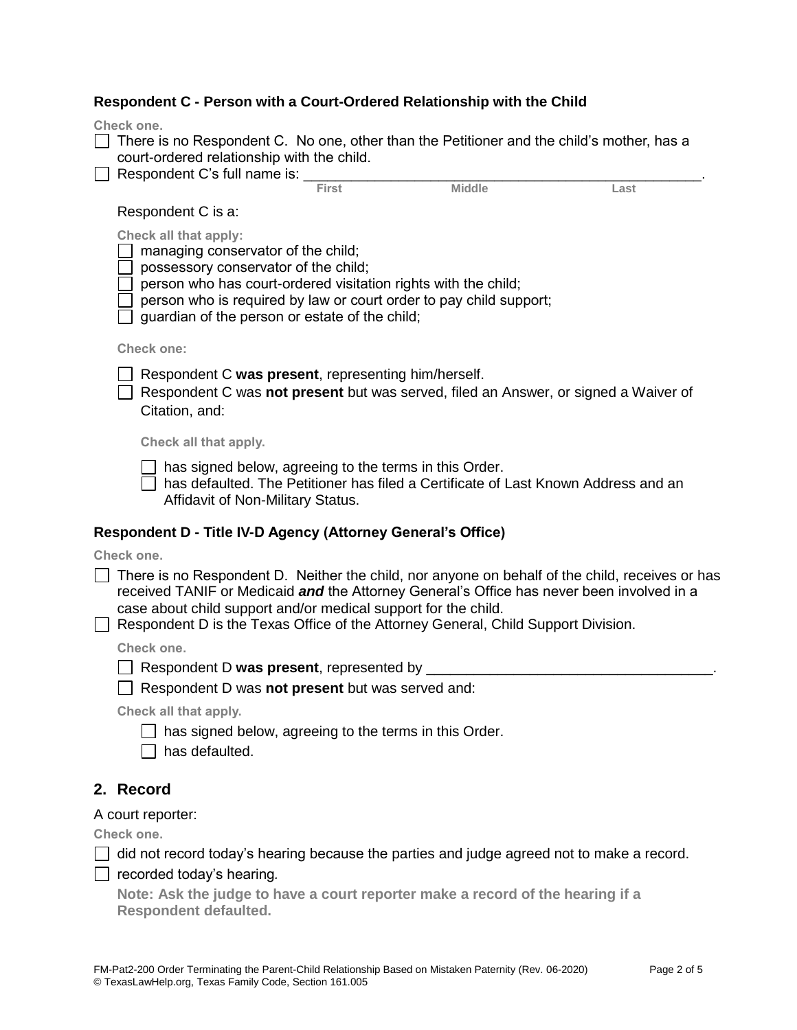### Respondent C - Person with a Court-Ordered Relationship with the Child

Check one.

- ☐ There is no Respondent C. No one, other than the Petitioner and the child's mother, has a court-ordered relationship with the child.
- ☐ Respondent C's full name is: ______________________________________________.
  First Middle Last

  Respondent C is a:

  Check all that apply:

  - ☐ managing conservator of the child;
  - ☐ possessory conservator of the child;
  - ☐ person who has court-ordered visitation rights with the child;
  - ☐ person who is required by law or court order to pay child support;
  - ☐ guardian of the person or estate of the child;

  Check one:

  - ☐ Respondent C **was present**, representing him/herself.
  - ☐ Respondent C was **not present** but was served, filed an Answer, or signed a Waiver of Citation, and:

    Check all that apply.

    - ☐ has signed below, agreeing to the terms in this Order.
    - ☐ has defaulted. The Petitioner has filed a Certificate of Last Known Address and an Affidavit of Non-Military Status.

### Respondent D - Title IV-D Agency (Attorney General's Office)

Check one.

- ☐ There is no Respondent D. Neither the child, nor anyone on behalf of the child, receives or has received TANIF or Medicaid ***and*** the Attorney General's Office has never been involved in a case about child support and/or medical support for the child.
- ☐ Respondent D is the Texas Office of the Attorney General, Child Support Division.

  Check one.

  - ☐ Respondent D **was present**, represented by ___________________________________.
  - ☐ Respondent D was **not present** but was served and:

  Check all that apply.

  - ☐ has signed below, agreeing to the terms in this Order.
  - ☐ has defaulted.

## 2. Record

A court reporter:

Check one.

- ☐ did not record today's hearing because the parties and judge agreed not to make a record.
- ☐ recorded today's hearing.

  **Note: Ask the judge to have a court reporter make a record of the hearing if a Respondent defaulted.**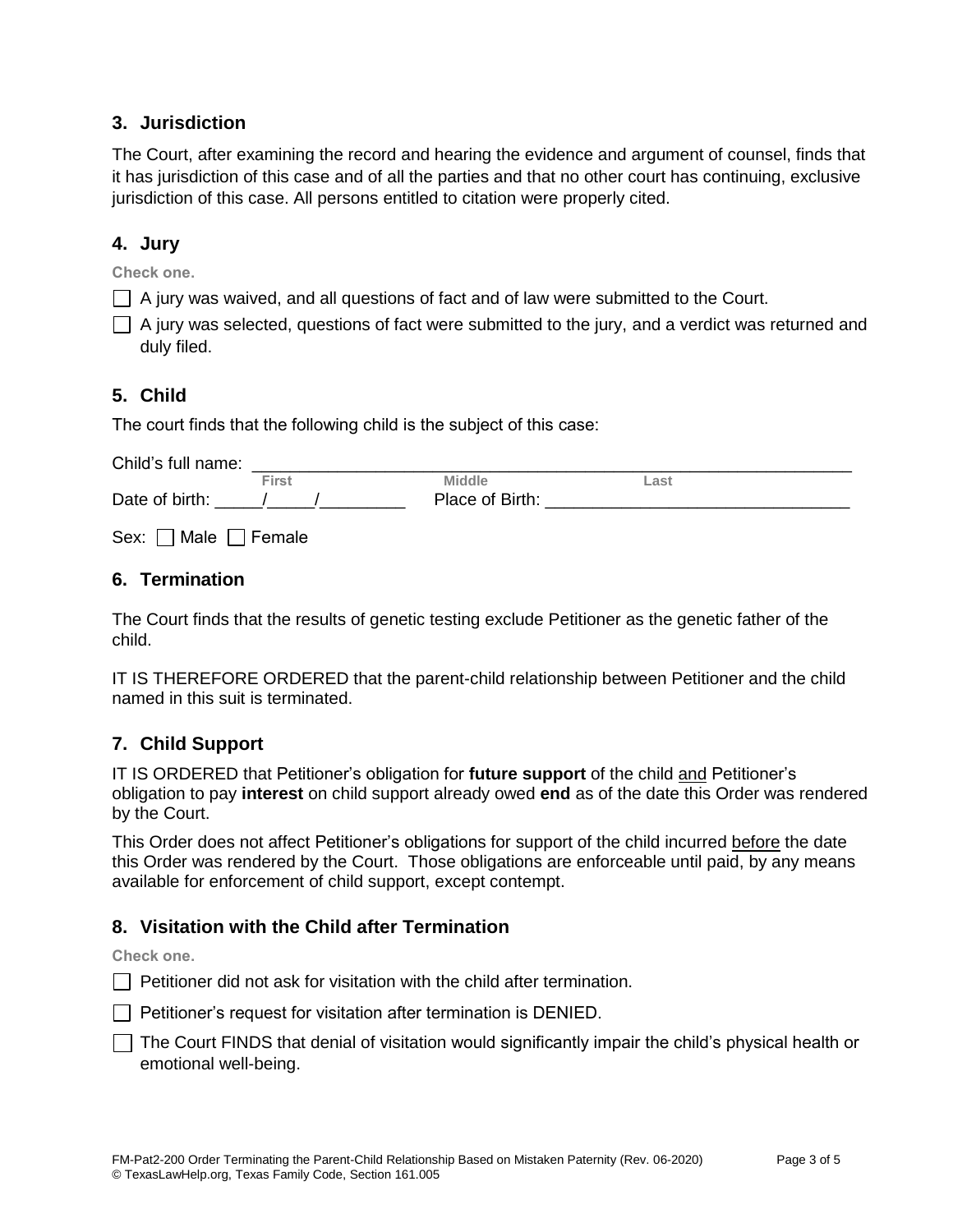## 3. Jurisdiction

The Court, after examining the record and hearing the evidence and argument of counsel, finds that it has jurisdiction of this case and of all the parties and that no other court has continuing, exclusive jurisdiction of this case. All persons entitled to citation were properly cited.

## 4. Jury

Check one.

☐ A jury was waived, and all questions of fact and of law were submitted to the Court.

☐ A jury was selected, questions of fact were submitted to the jury, and a verdict was returned and duly filed.

## 5. Child

The court finds that the following child is the subject of this case:

Child's full name: ______________________________________________________________
First Middle Last

Date of birth: _____/_____/_________ Place of Birth: _______________________________

Sex: ☐ Male ☐ Female

## 6. Termination

The Court finds that the results of genetic testing exclude Petitioner as the genetic father of the child.

IT IS THEREFORE ORDERED that the parent-child relationship between Petitioner and the child named in this suit is terminated.

## 7. Child Support

IT IS ORDERED that Petitioner's obligation for **future support** of the child and Petitioner's obligation to pay **interest** on child support already owed **end** as of the date this Order was rendered by the Court.

This Order does not affect Petitioner's obligations for support of the child incurred before the date this Order was rendered by the Court. Those obligations are enforceable until paid, by any means available for enforcement of child support, except contempt.

## 8. Visitation with the Child after Termination

Check one.

☐ Petitioner did not ask for visitation with the child after termination.

☐ Petitioner's request for visitation after termination is DENIED.

☐ The Court FINDS that denial of visitation would significantly impair the child's physical health or emotional well-being.

FM-Pat2-200 Order Terminating the Parent-Child Relationship Based on Mistaken Paternity (Rev. 06-2020)
© TexasLawHelp.org, Texas Family Code, Section 161.005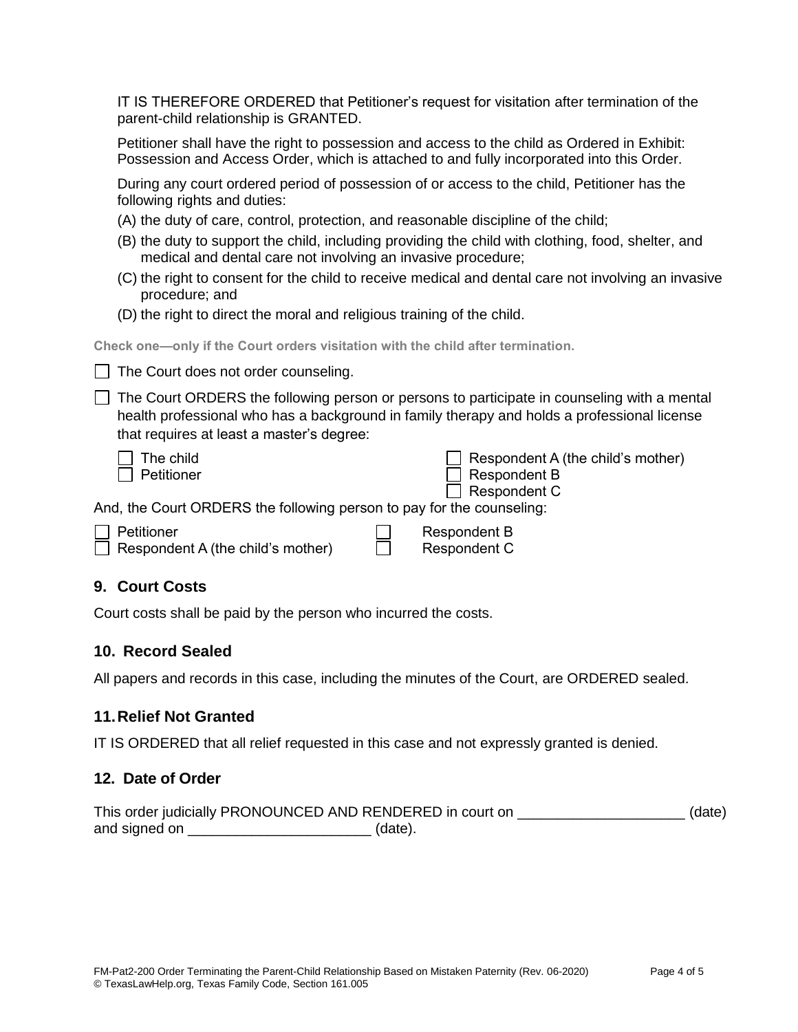IT IS THEREFORE ORDERED that Petitioner's request for visitation after termination of the parent-child relationship is GRANTED.

Petitioner shall have the right to possession and access to the child as Ordered in Exhibit: Possession and Access Order, which is attached to and fully incorporated into this Order.

During any court ordered period of possession of or access to the child, Petitioner has the following rights and duties:

(A) the duty of care, control, protection, and reasonable discipline of the child;

(B) the duty to support the child, including providing the child with clothing, food, shelter, and medical and dental care not involving an invasive procedure;

(C) the right to consent for the child to receive medical and dental care not involving an invasive procedure; and

(D) the right to direct the moral and religious training of the child.

**Check one—only if the Court orders visitation with the child after termination.**

☐ The Court does not order counseling.

☐ The Court ORDERS the following person or persons to participate in counseling with a mental health professional who has a background in family therapy and holds a professional license that requires at least a master's degree:

☐ The child
☐ Petitioner
☐ Respondent A (the child's mother)
☐ Respondent B
☐ Respondent C

And, the Court ORDERS the following person to pay for the counseling:

☐ Petitioner
☐ Respondent A (the child's mother)
☐ Respondent B
☐ Respondent C

## 9. Court Costs

Court costs shall be paid by the person who incurred the costs.

## 10. Record Sealed

All papers and records in this case, including the minutes of the Court, are ORDERED sealed.

## 11. Relief Not Granted

IT IS ORDERED that all relief requested in this case and not expressly granted is denied.

## 12. Date of Order

This order judicially PRONOUNCED AND RENDERED in court on _____________________ (date) and signed on _______________________ (date).

FM-Pat2-200 Order Terminating the Parent-Child Relationship Based on Mistaken Paternity (Rev. 06-2020)
© TexasLawHelp.org, Texas Family Code, Section 161.005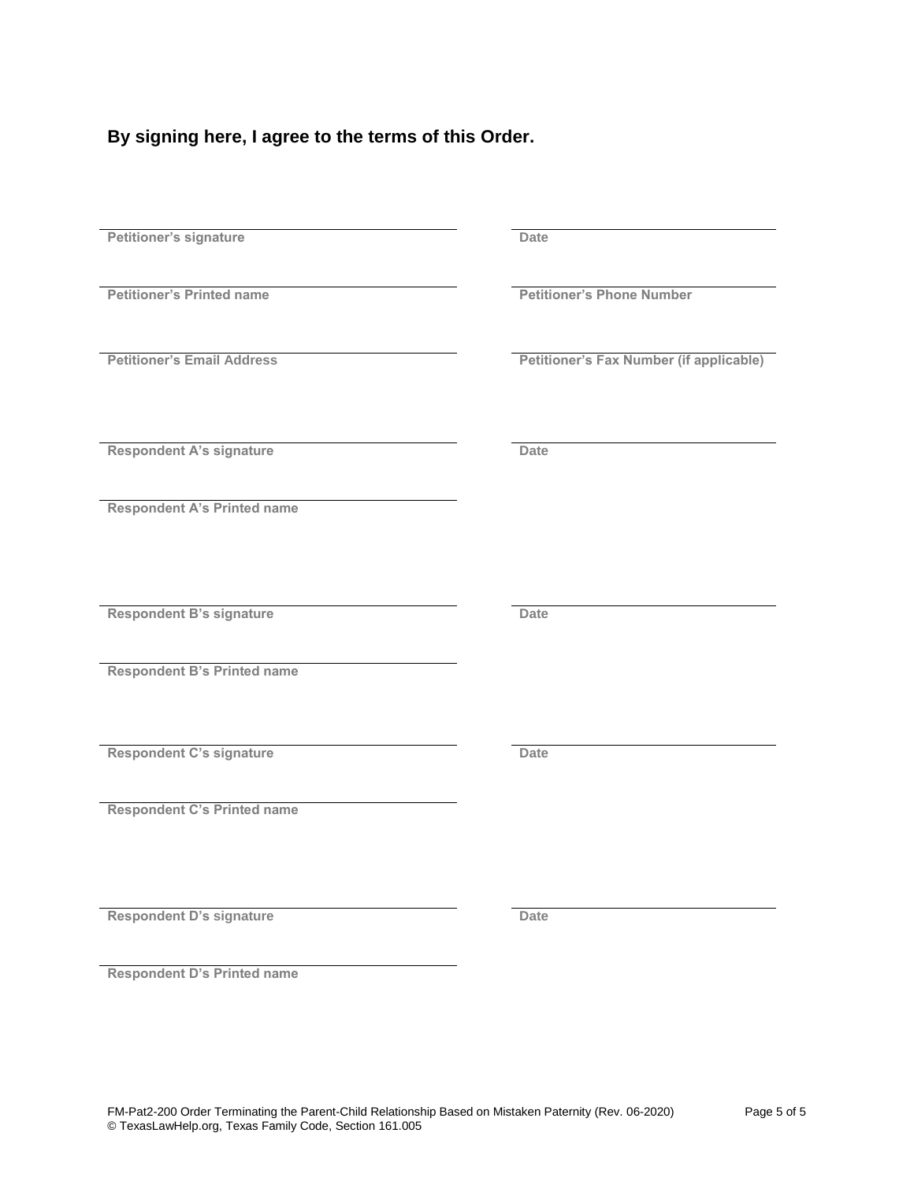**By signing here, I agree to the terms of this Order.**

| | |
|---|---|
| Petitioner's signature | Date |
| Petitioner's Printed name | Petitioner's Phone Number |
| Petitioner's Email Address | Petitioner's Fax Number (if applicable) |
| Respondent A's signature | Date |
| Respondent A's Printed name | |
| Respondent B's signature | Date |
| Respondent B's Printed name | |
| Respondent C's signature | Date |
| Respondent C's Printed name | |
| Respondent D's signature | Date |
| Respondent D's Printed name | |

FM-Pat2-200 Order Terminating the Parent-Child Relationship Based on Mistaken Paternity (Rev. 06-2020)
© TexasLawHelp.org, Texas Family Code, Section 161.005